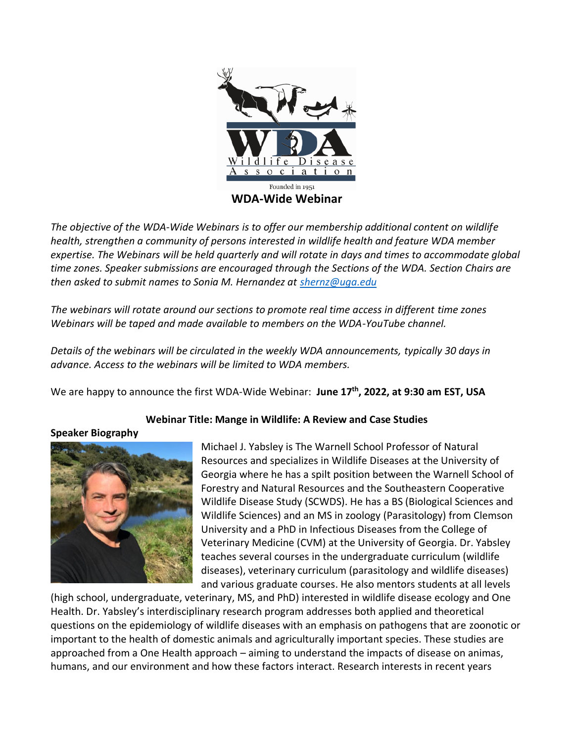Wildlife Disease Association

Founded in 1951

## WDA-Wide Webinar

*The objective of the WDA-Wide Webinars is to offer our membership additional content on wildlife health, strengthen a community of persons interested in wildlife health and feature WDA member expertise. The Webinars will be held quarterly and will rotate in days and times to accommodate global time zones. Speaker submissions are encouraged through the Sections of the WDA. Section Chairs are then asked to submit names to Sonia M. Hernandez at [shernz@uga.edu](mailto:shernz@uga.edu)*

*The webinars will rotate around our sections to promote real time access in different time zones Webinars will be taped and made available to members on the WDA-YouTube channel.*

*Details of the webinars will be circulated in the weekly WDA announcements, typically 30 days in advance. Access to the webinars will be limited to WDA members.*

We are happy to announce the first WDA-Wide Webinar: **June 17th, 2022, at 9:30 am EST, USA**

### Webinar Title: Mange in Wildlife: A Review and Case Studies

**Speaker Biography**

Michael J. Yabsley is The Warnell School Professor of Natural Resources and specializes in Wildlife Diseases at the University of Georgia where he has a spilt position between the Warnell School of Forestry and Natural Resources and the Southeastern Cooperative Wildlife Disease Study (SCWDS). He has a BS (Biological Sciences and Wildlife Sciences) and an MS in zoology (Parasitology) from Clemson University and a PhD in Infectious Diseases from the College of Veterinary Medicine (CVM) at the University of Georgia. Dr. Yabsley teaches several courses in the undergraduate curriculum (wildlife diseases), veterinary curriculum (parasitology and wildlife diseases) and various graduate courses. He also mentors students at all levels (high school, undergraduate, veterinary, MS, and PhD) interested in wildlife disease ecology and One Health. Dr. Yabsley's interdisciplinary research program addresses both applied and theoretical questions on the epidemiology of wildlife diseases with an emphasis on pathogens that are zoonotic or important to the health of domestic animals and agriculturally important species. These studies are approached from a One Health approach – aiming to understand the impacts of disease on animas, humans, and our environment and how these factors interact. Research interests in recent years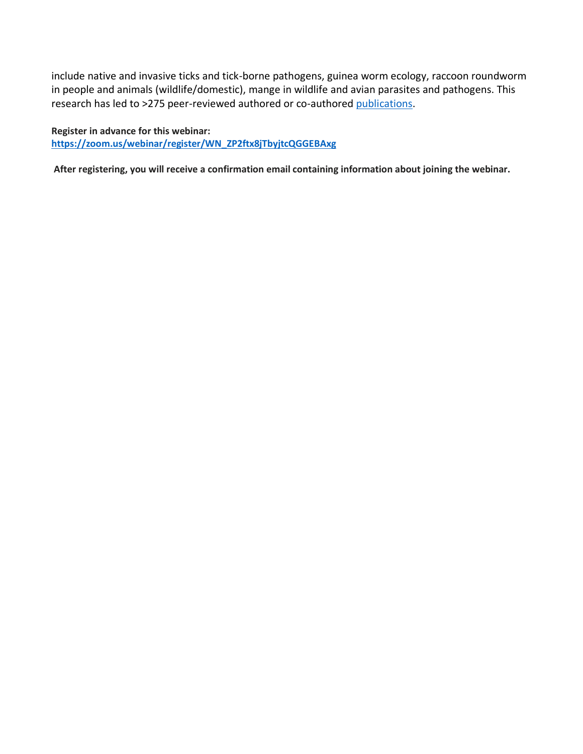include native and invasive ticks and tick-borne pathogens, guinea worm ecology, raccoon roundworm in people and animals (wildlife/domestic), mange in wildlife and avian parasites and pathogens. This research has led to >275 peer-reviewed authored or co-authored publications.

**Register in advance for this webinar:**
**https://zoom.us/webinar/register/WN_ZP2ftx8jTbyjtcQGGEBAxg**

**After registering, you will receive a confirmation email containing information about joining the webinar.**